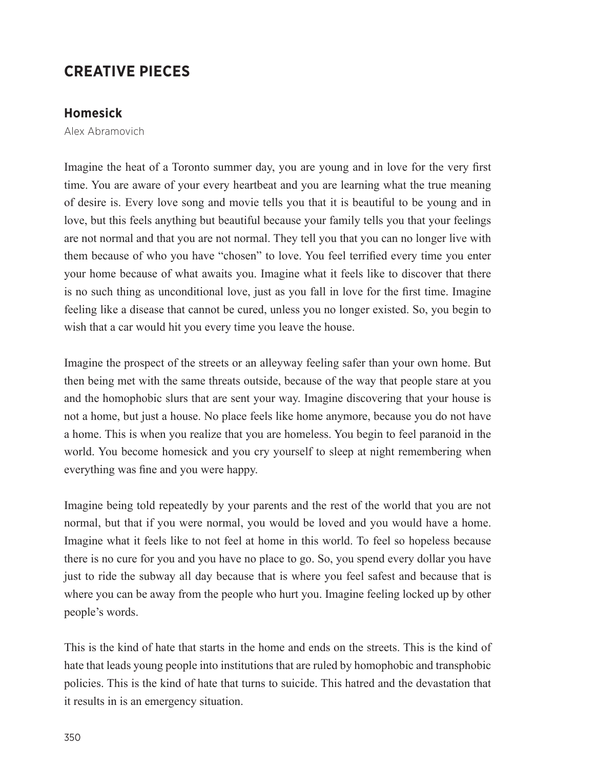# CREATIVE PIECES

## Homesick

Alex Abramovich

Imagine the heat of a Toronto summer day, you are young and in love for the very first time. You are aware of your every heartbeat and you are learning what the true meaning of desire is. Every love song and movie tells you that it is beautiful to be young and in love, but this feels anything but beautiful because your family tells you that your feelings are not normal and that you are not normal. They tell you that you can no longer live with them because of who you have "chosen" to love. You feel terrified every time you enter your home because of what awaits you. Imagine what it feels like to discover that there is no such thing as unconditional love, just as you fall in love for the first time. Imagine feeling like a disease that cannot be cured, unless you no longer existed. So, you begin to wish that a car would hit you every time you leave the house.

Imagine the prospect of the streets or an alleyway feeling safer than your own home. But then being met with the same threats outside, because of the way that people stare at you and the homophobic slurs that are sent your way. Imagine discovering that your house is not a home, but just a house. No place feels like home anymore, because you do not have a home. This is when you realize that you are homeless. You begin to feel paranoid in the world. You become homesick and you cry yourself to sleep at night remembering when everything was fine and you were happy.

Imagine being told repeatedly by your parents and the rest of the world that you are not normal, but that if you were normal, you would be loved and you would have a home. Imagine what it feels like to not feel at home in this world. To feel so hopeless because there is no cure for you and you have no place to go. So, you spend every dollar you have just to ride the subway all day because that is where you feel safest and because that is where you can be away from the people who hurt you. Imagine feeling locked up by other people's words.

This is the kind of hate that starts in the home and ends on the streets. This is the kind of hate that leads young people into institutions that are ruled by homophobic and transphobic policies. This is the kind of hate that turns to suicide. This hatred and the devastation that it results in is an emergency situation.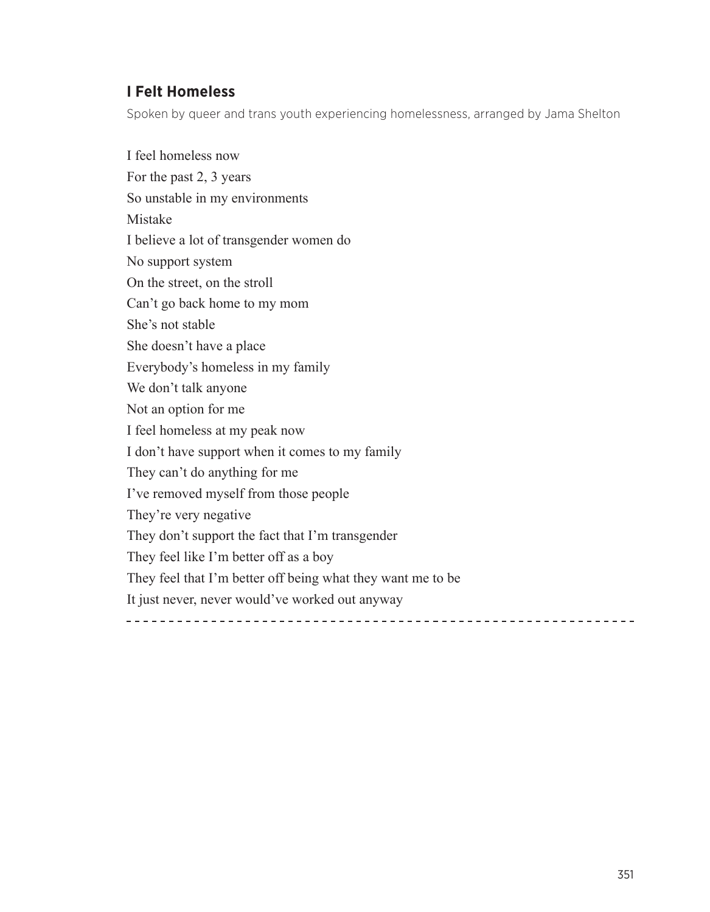## I Felt Homeless

Spoken by queer and trans youth experiencing homelessness, arranged by Jama Shelton

I feel homeless now  
For the past 2, 3 years  
So unstable in my environments  
Mistake  
I believe a lot of transgender women do  
No support system  
On the street, on the stroll  
Can't go back home to my mom  
She's not stable  
She doesn't have a place  
Everybody's homeless in my family  
We don't talk anyone  
Not an option for me  
I feel homeless at my peak now  
I don't have support when it comes to my family  
They can't do anything for me  
I've removed myself from those people  
They're very negative  
They don't support the fact that I'm transgender  
They feel like I'm better off as a boy  
They feel that I'm better off being what they want me to be  
It just never, never would've worked out anyway

---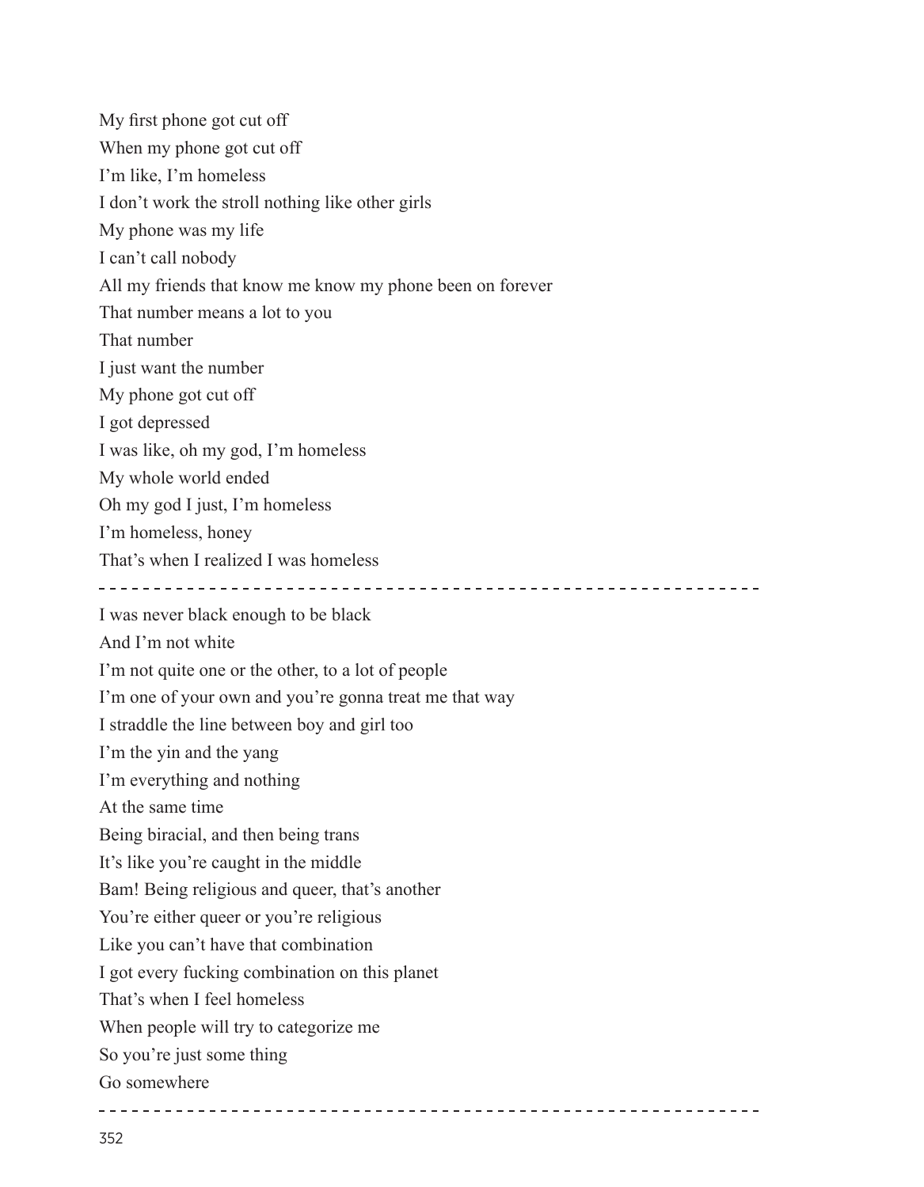My first phone got cut off
When my phone got cut off
I'm like, I'm homeless
I don't work the stroll nothing like other girls
My phone was my life
I can't call nobody
All my friends that know me know my phone been on forever
That number means a lot to you
That number
I just want the number
My phone got cut off
I got depressed
I was like, oh my god, I'm homeless
My whole world ended
Oh my god I just, I'm homeless
I'm homeless, honey
That's when I realized I was homeless

---

I was never black enough to be black
And I'm not white
I'm not quite one or the other, to a lot of people
I'm one of your own and you're gonna treat me that way
I straddle the line between boy and girl too
I'm the yin and the yang
I'm everything and nothing
At the same time
Being biracial, and then being trans
It's like you're caught in the middle
Bam! Being religious and queer, that's another
You're either queer or you're religious
Like you can't have that combination
I got every fucking combination on this planet
That's when I feel homeless
When people will try to categorize me
So you're just some thing
Go somewhere

---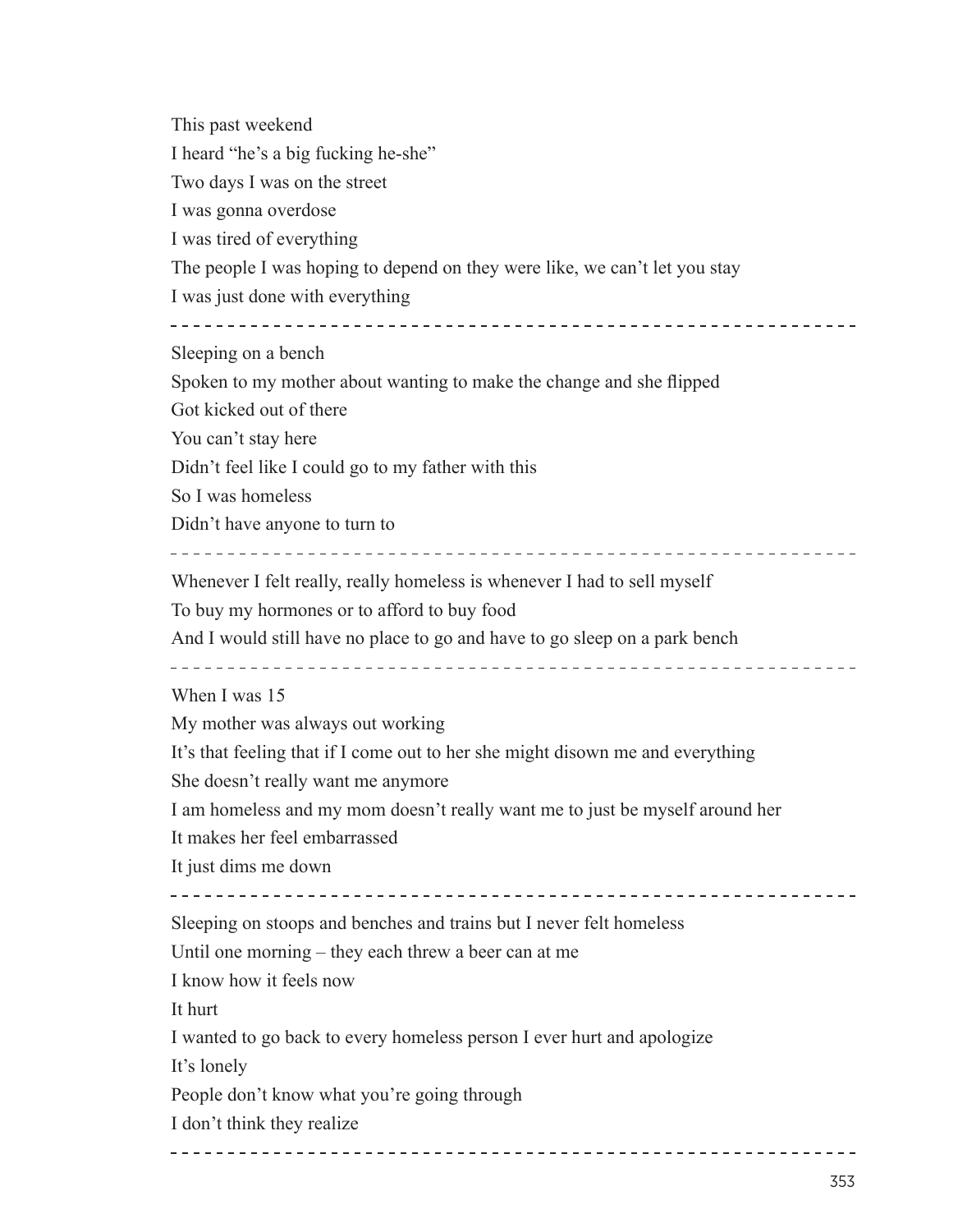This past weekend
I heard "he's a big fucking he-she"
Two days I was on the street
I was gonna overdose
I was tired of everything
The people I was hoping to depend on they were like, we can't let you stay
I was just done with everything

---

Sleeping on a bench
Spoken to my mother about wanting to make the change and she flipped
Got kicked out of there
You can't stay here
Didn't feel like I could go to my father with this
So I was homeless
Didn't have anyone to turn to

---

Whenever I felt really, really homeless is whenever I had to sell myself
To buy my hormones or to afford to buy food
And I would still have no place to go and have to go sleep on a park bench

---

When I was 15
My mother was always out working
It's that feeling that if I come out to her she might disown me and everything
She doesn't really want me anymore
I am homeless and my mom doesn't really want me to just be myself around her
It makes her feel embarrassed
It just dims me down

---

Sleeping on stoops and benches and trains but I never felt homeless
Until one morning – they each threw a beer can at me
I know how it feels now
It hurt
I wanted to go back to every homeless person I ever hurt and apologize
It's lonely
People don't know what you're going through
I don't think they realize

---